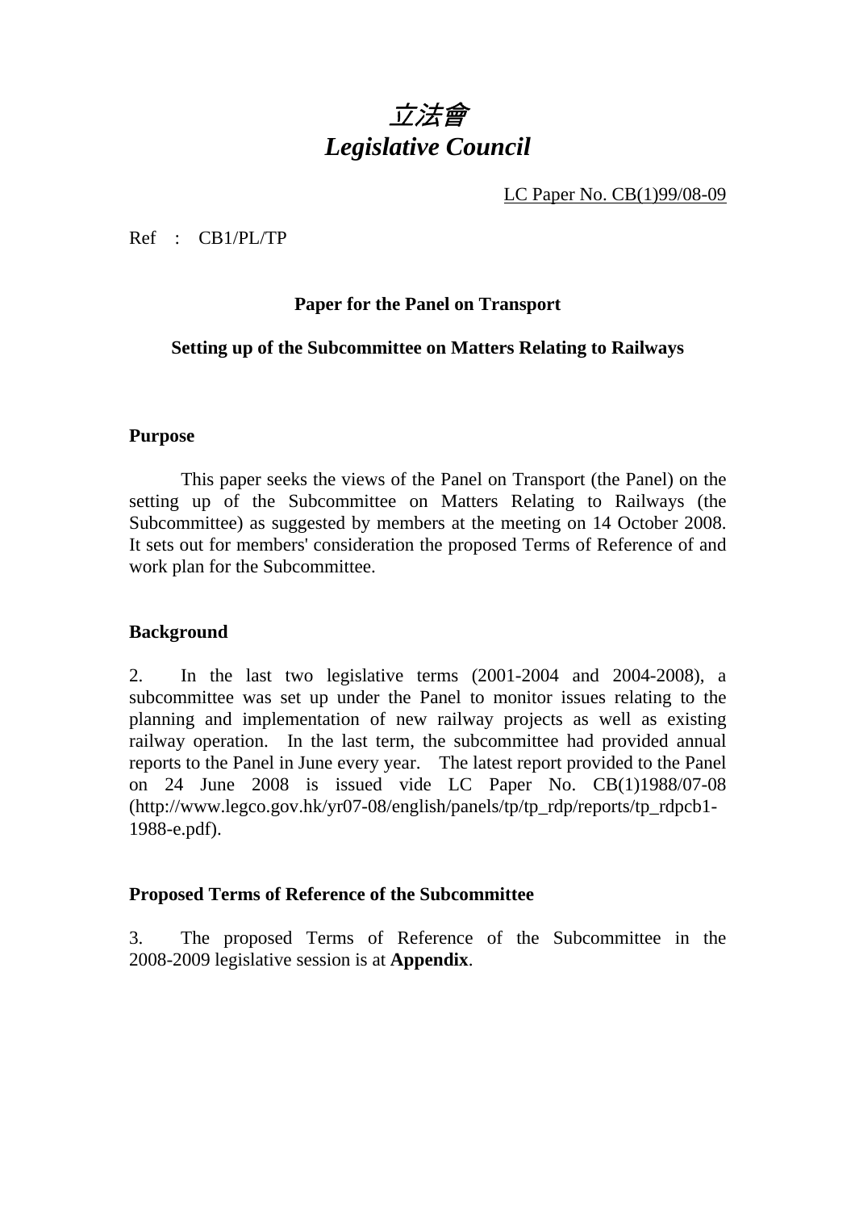# *立法會*
# *Legislative Council*

LC Paper No. CB(1)99/08-09

Ref : CB1/PL/TP

**Paper for the Panel on Transport**

**Setting up of the Subcommittee on Matters Relating to Railways**

## Purpose

This paper seeks the views of the Panel on Transport (the Panel) on the setting up of the Subcommittee on Matters Relating to Railways (the Subcommittee) as suggested by members at the meeting on 14 October 2008. It sets out for members' consideration the proposed Terms of Reference of and work plan for the Subcommittee.

## Background

2. In the last two legislative terms (2001-2004 and 2004-2008), a subcommittee was set up under the Panel to monitor issues relating to the planning and implementation of new railway projects as well as existing railway operation. In the last term, the subcommittee had provided annual reports to the Panel in June every year. The latest report provided to the Panel on 24 June 2008 is issued vide LC Paper No. CB(1)1988/07-08 (http://www.legco.gov.hk/yr07-08/english/panels/tp/tp_rdp/reports/tp_rdpcb1-1988-e.pdf).

## Proposed Terms of Reference of the Subcommittee

3. The proposed Terms of Reference of the Subcommittee in the 2008-2009 legislative session is at **Appendix**.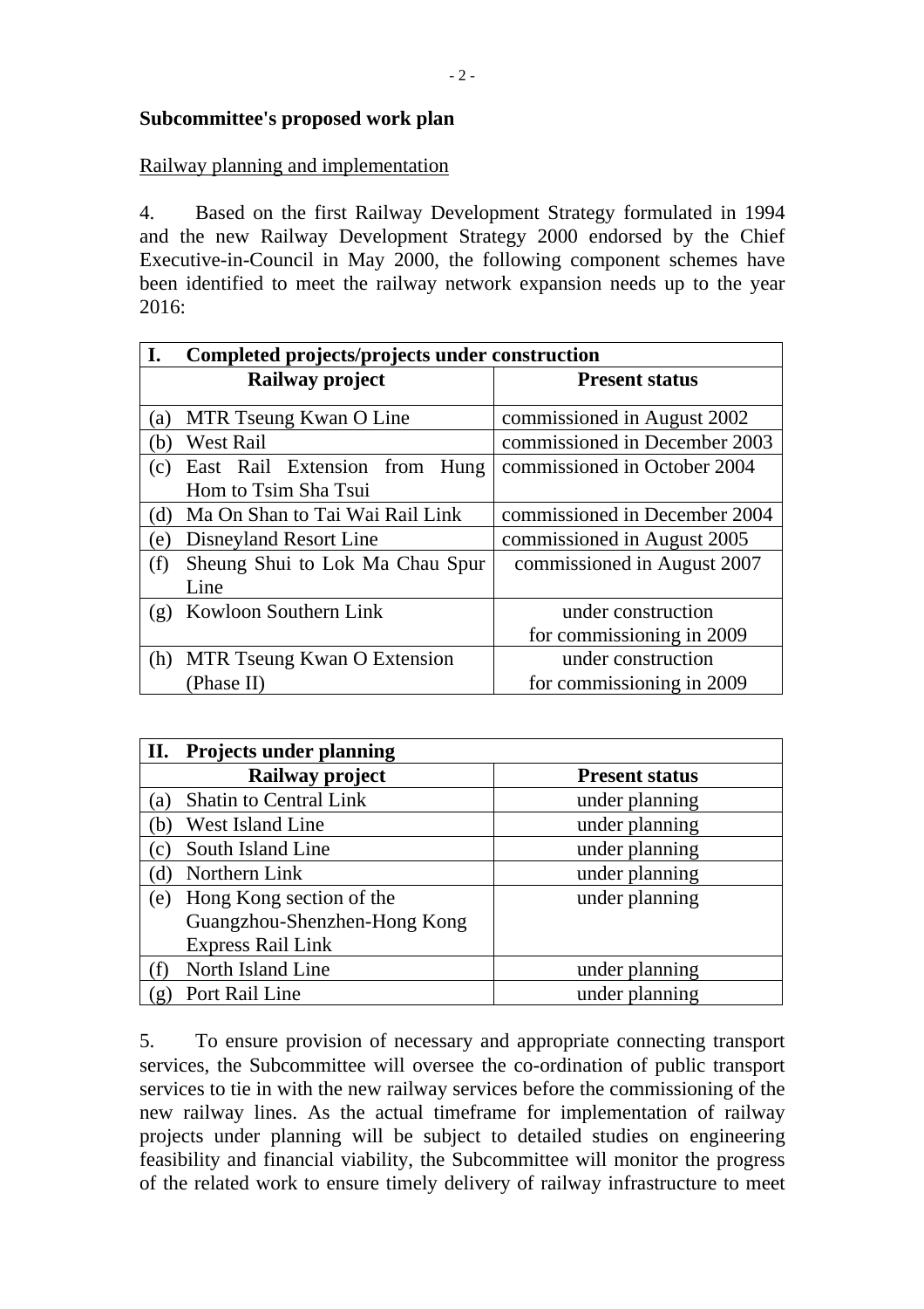**Subcommittee's proposed work plan**

Railway planning and implementation

4. Based on the first Railway Development Strategy formulated in 1994 and the new Railway Development Strategy 2000 endorsed by the Chief Executive-in-Council in May 2000, the following component schemes have been identified to meet the railway network expansion needs up to the year 2016:

| **I. Completed projects/projects under construction** | |
|---|---|
| **Railway project** | **Present status** |
| (a) MTR Tseung Kwan O Line | commissioned in August 2002 |
| (b) West Rail | commissioned in December 2003 |
| (c) East Rail Extension from Hung Hom to Tsim Sha Tsui | commissioned in October 2004 |
| (d) Ma On Shan to Tai Wai Rail Link | commissioned in December 2004 |
| (e) Disneyland Resort Line | commissioned in August 2005 |
| (f) Sheung Shui to Lok Ma Chau Spur Line | commissioned in August 2007 |
| (g) Kowloon Southern Link | under construction for commissioning in 2009 |
| (h) MTR Tseung Kwan O Extension (Phase II) | under construction for commissioning in 2009 |

| **II. Projects under planning** | |
|---|---|
| **Railway project** | **Present status** |
| (a) Shatin to Central Link | under planning |
| (b) West Island Line | under planning |
| (c) South Island Line | under planning |
| (d) Northern Link | under planning |
| (e) Hong Kong section of the Guangzhou-Shenzhen-Hong Kong Express Rail Link | under planning |
| (f) North Island Line | under planning |
| (g) Port Rail Line | under planning |

5. To ensure provision of necessary and appropriate connecting transport services, the Subcommittee will oversee the co-ordination of public transport services to tie in with the new railway services before the commissioning of the new railway lines. As the actual timeframe for implementation of railway projects under planning will be subject to detailed studies on engineering feasibility and financial viability, the Subcommittee will monitor the progress of the related work to ensure timely delivery of railway infrastructure to meet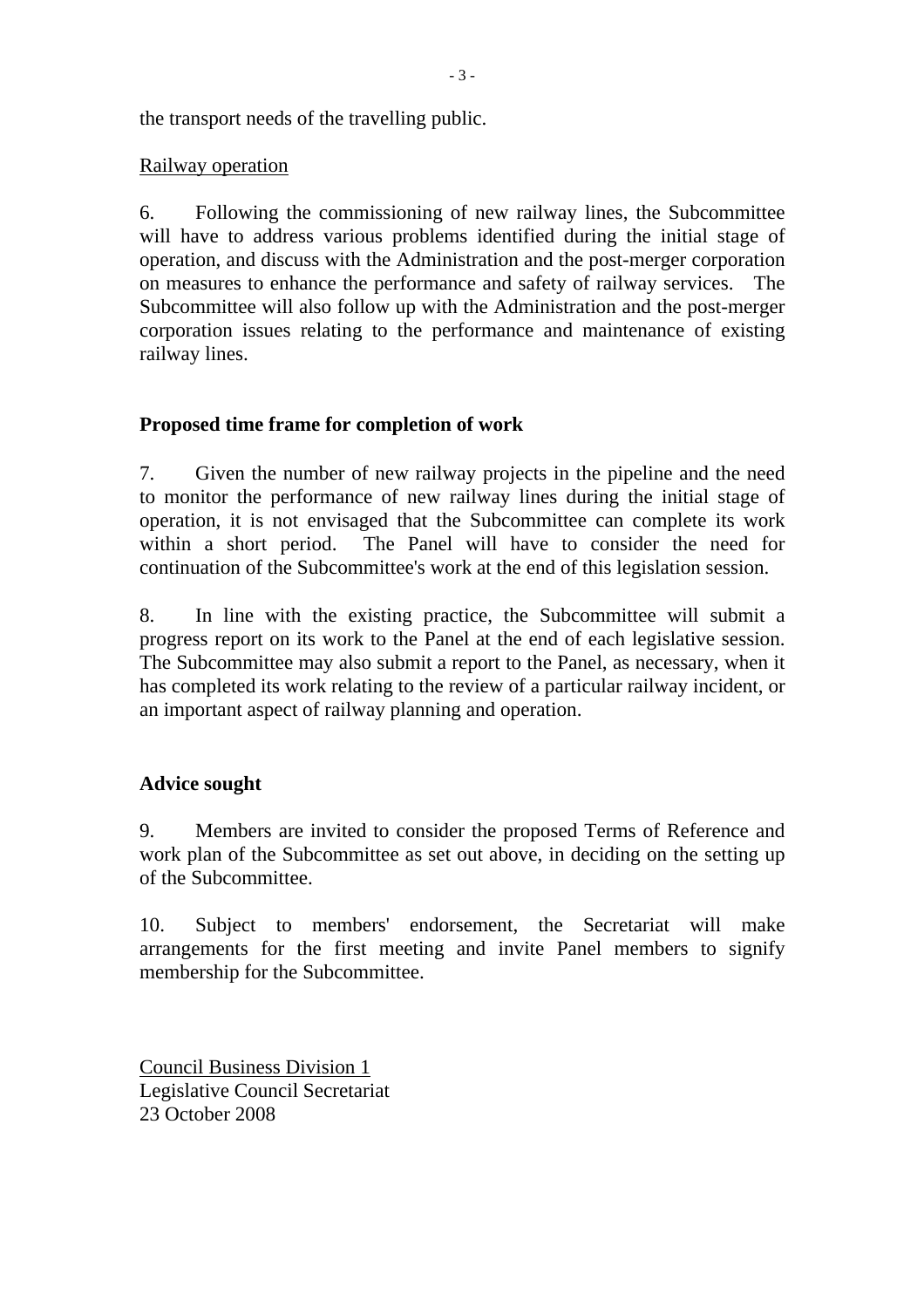the transport needs of the travelling public.

Railway operation

6. Following the commissioning of new railway lines, the Subcommittee will have to address various problems identified during the initial stage of operation, and discuss with the Administration and the post-merger corporation on measures to enhance the performance and safety of railway services. The Subcommittee will also follow up with the Administration and the post-merger corporation issues relating to the performance and maintenance of existing railway lines.

**Proposed time frame for completion of work**

7. Given the number of new railway projects in the pipeline and the need to monitor the performance of new railway lines during the initial stage of operation, it is not envisaged that the Subcommittee can complete its work within a short period. The Panel will have to consider the need for continuation of the Subcommittee's work at the end of this legislation session.

8. In line with the existing practice, the Subcommittee will submit a progress report on its work to the Panel at the end of each legislative session. The Subcommittee may also submit a report to the Panel, as necessary, when it has completed its work relating to the review of a particular railway incident, or an important aspect of railway planning and operation.

**Advice sought**

9. Members are invited to consider the proposed Terms of Reference and work plan of the Subcommittee as set out above, in deciding on the setting up of the Subcommittee.

10. Subject to members' endorsement, the Secretariat will make arrangements for the first meeting and invite Panel members to signify membership for the Subcommittee.

Council Business Division 1
Legislative Council Secretariat
23 October 2008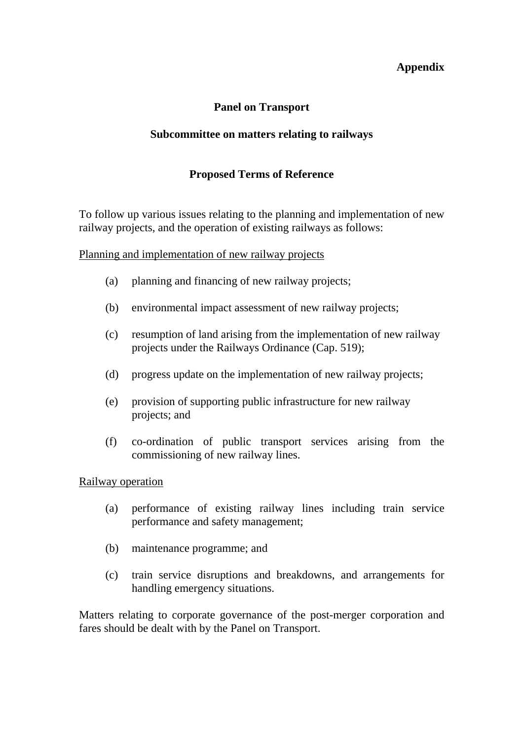**Appendix**

## Panel on Transport

## Subcommittee on matters relating to railways

## Proposed Terms of Reference

To follow up various issues relating to the planning and implementation of new railway projects, and the operation of existing railways as follows:

<u>Planning and implementation of new railway projects</u>

(a) planning and financing of new railway projects;

(b) environmental impact assessment of new railway projects;

(c) resumption of land arising from the implementation of new railway projects under the Railways Ordinance (Cap. 519);

(d) progress update on the implementation of new railway projects;

(e) provision of supporting public infrastructure for new railway projects; and

(f) co-ordination of public transport services arising from the commissioning of new railway lines.

<u>Railway operation</u>

(a) performance of existing railway lines including train service performance and safety management;

(b) maintenance programme; and

(c) train service disruptions and breakdowns, and arrangements for handling emergency situations.

Matters relating to corporate governance of the post-merger corporation and fares should be dealt with by the Panel on Transport.